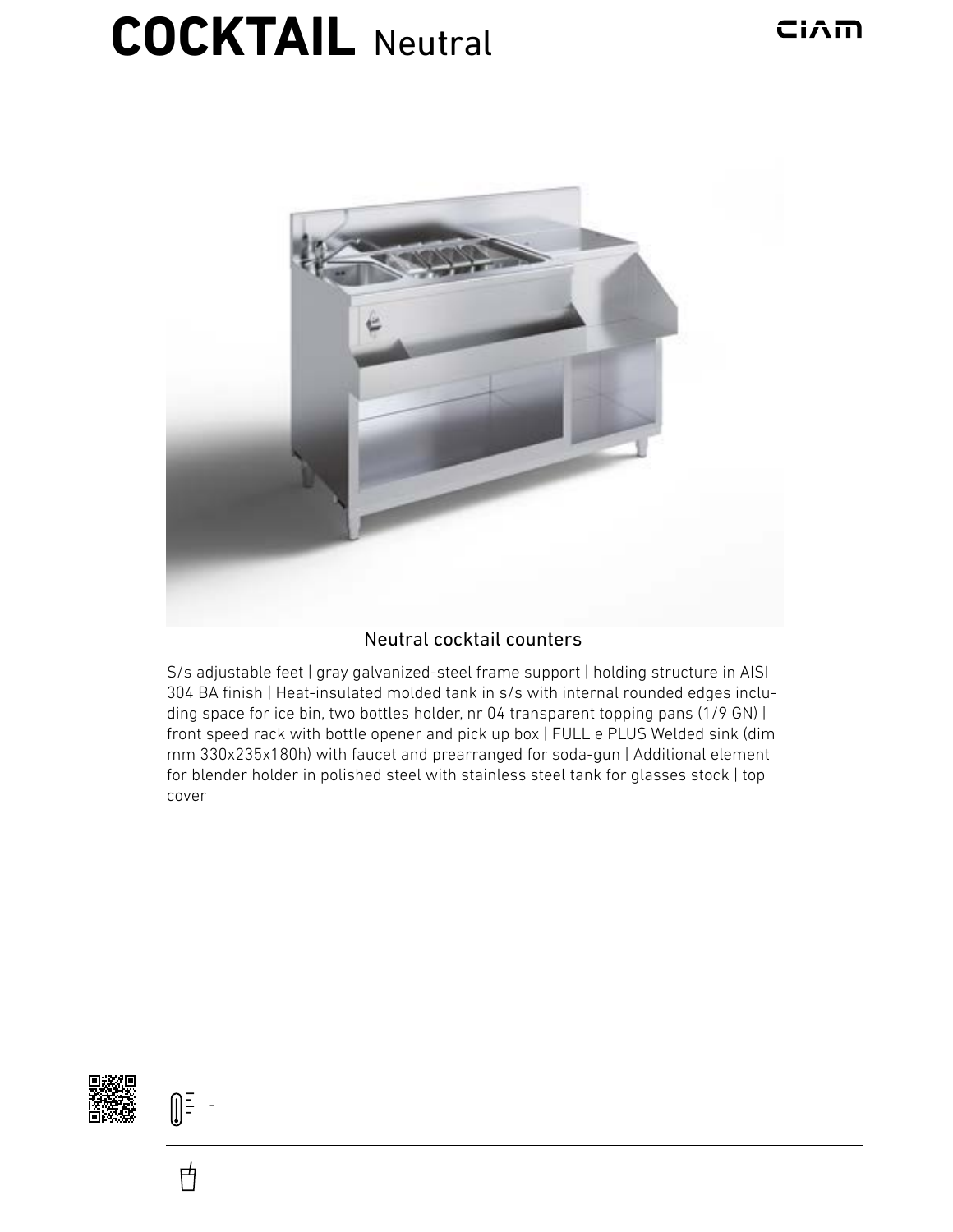# **COCKTAIL** Neutral

Neutral cocktail counters

S/s adjustable feet | gray galvanized-steel frame support | holding structure in AISI 304 BA finish | Heat-insulated molded tank in s/s with internal rounded edges including space for ice bin, two bottles holder, nr 04 transparent topping pans (1/9 GN) | front speed rack with bottle opener and pick up box | FULL e PLUS Welded sink (dim mm 330x235x180h) with faucet and prearranged for soda-gun | Additional element for blender holder in polished steel with stainless steel tank for glasses stock | top cover

-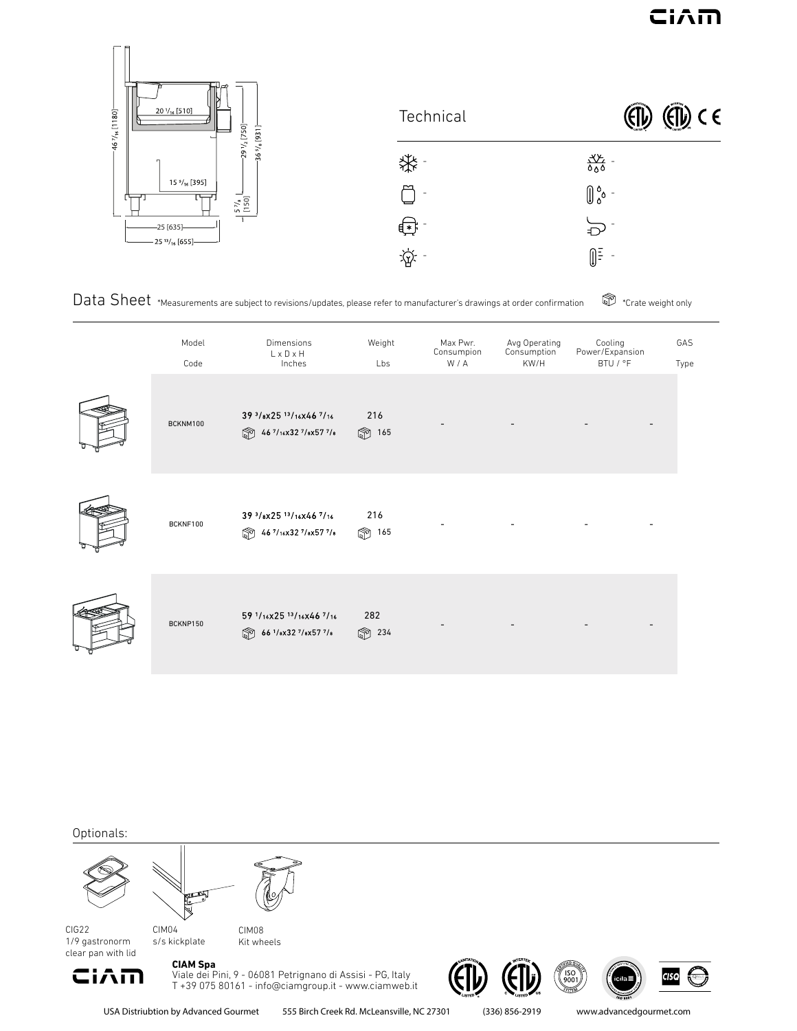## Technical

Data Sheet *Measurements are subject to revisions/updates, please refer to manufacturer's drawings at order confirmation *Crate weight only

| Model Code | Dimensions L x D x H Inches | Weight Lbs | Max Pwr. Consumpion W / A | Avg Operating Consumption KW/H | Cooling Power/Expansion BTU / °F | GAS Type |
|---|---|---|---|---|---|---|
| BCKNM100 | 39 3/8x25 13/16x46 7/16<br>46 7/16x32 7/8x57 7/8 | 216<br>165 | - | - | - | - |
| BCKNF100 | 39 3/8x25 13/16x46 7/16<br>46 7/16x32 7/8x57 7/8 | 216<br>165 | - | - | - | - |
| BCKNP150 | 59 1/16x25 13/16x46 7/16<br>66 1/8x32 7/8x57 7/8 | 282<br>234 | - | - | - | - |

Optionals:

CIG22
1/9 gastronorm clear pan with lid

CIM04
s/s kickplate

CIM08
Kit wheels

**CIAM Spa**
Viale dei Pini, 9 - 06081 Petrignano di Assisi - PG, Italy
T +39 075 80161 - info@ciamgroup.it - www.ciamweb.it

USA Distriubtion by Advanced Gourmet 555 Birch Creek Rd. McLeansville, NC 27301 (336) 856-2919 www.advancedgourmet.com